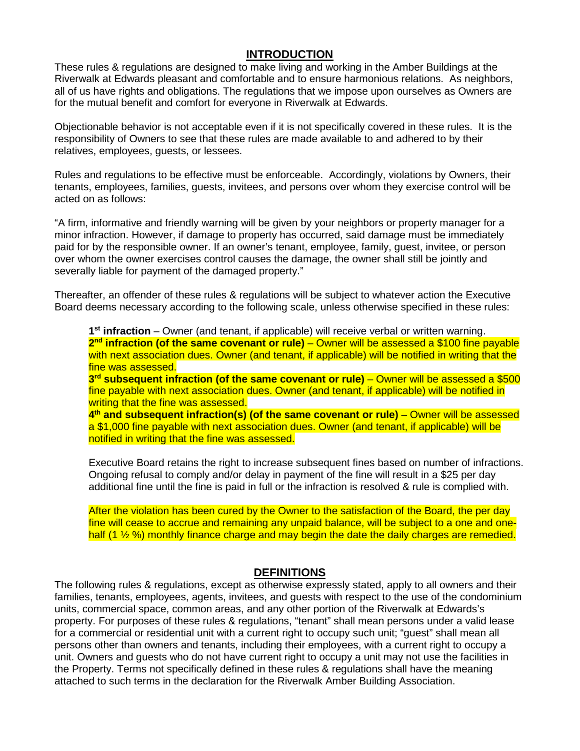## INTRODUCTION

These rules & regulations are designed to make living and working in the Amber Buildings at the Riverwalk at Edwards pleasant and comfortable and to ensure harmonious relations. As neighbors, all of us have rights and obligations. The regulations that we impose upon ourselves as Owners are for the mutual benefit and comfort for everyone in Riverwalk at Edwards.

Objectionable behavior is not acceptable even if it is not specifically covered in these rules. It is the responsibility of Owners to see that these rules are made available to and adhered to by their relatives, employees, guests, or lessees.

Rules and regulations to be effective must be enforceable. Accordingly, violations by Owners, their tenants, employees, families, guests, invitees, and persons over whom they exercise control will be acted on as follows:

"A firm, informative and friendly warning will be given by your neighbors or property manager for a minor infraction. However, if damage to property has occurred, said damage must be immediately paid for by the responsible owner. If an owner's tenant, employee, family, guest, invitee, or person over whom the owner exercises control causes the damage, the owner shall still be jointly and severally liable for payment of the damaged property."

Thereafter, an offender of these rules & regulations will be subject to whatever action the Executive Board deems necessary according to the following scale, unless otherwise specified in these rules:

**1st infraction** – Owner (and tenant, if applicable) will receive verbal or written warning.
**2nd infraction (of the same covenant or rule)** – Owner will be assessed a $100 fine payable with next association dues. Owner (and tenant, if applicable) will be notified in writing that the fine was assessed.
**3rd subsequent infraction (of the same covenant or rule)** – Owner will be assessed a $500 fine payable with next association dues. Owner (and tenant, if applicable) will be notified in writing that the fine was assessed.
**4th and subsequent infraction(s) (of the same covenant or rule)** – Owner will be assessed a $1,000 fine payable with next association dues. Owner (and tenant, if applicable) will be notified in writing that the fine was assessed.

Executive Board retains the right to increase subsequent fines based on number of infractions. Ongoing refusal to comply and/or delay in payment of the fine will result in a $25 per day additional fine until the fine is paid in full or the infraction is resolved & rule is complied with.

After the violation has been cured by the Owner to the satisfaction of the Board, the per day fine will cease to accrue and remaining any unpaid balance, will be subject to a one and one-half (1 ½ %) monthly finance charge and may begin the date the daily charges are remedied.

## DEFINITIONS

The following rules & regulations, except as otherwise expressly stated, apply to all owners and their families, tenants, employees, agents, invitees, and guests with respect to the use of the condominium units, commercial space, common areas, and any other portion of the Riverwalk at Edwards's property. For purposes of these rules & regulations, "tenant" shall mean persons under a valid lease for a commercial or residential unit with a current right to occupy such unit; "guest" shall mean all persons other than owners and tenants, including their employees, with a current right to occupy a unit. Owners and guests who do not have current right to occupy a unit may not use the facilities in the Property. Terms not specifically defined in these rules & regulations shall have the meaning attached to such terms in the declaration for the Riverwalk Amber Building Association.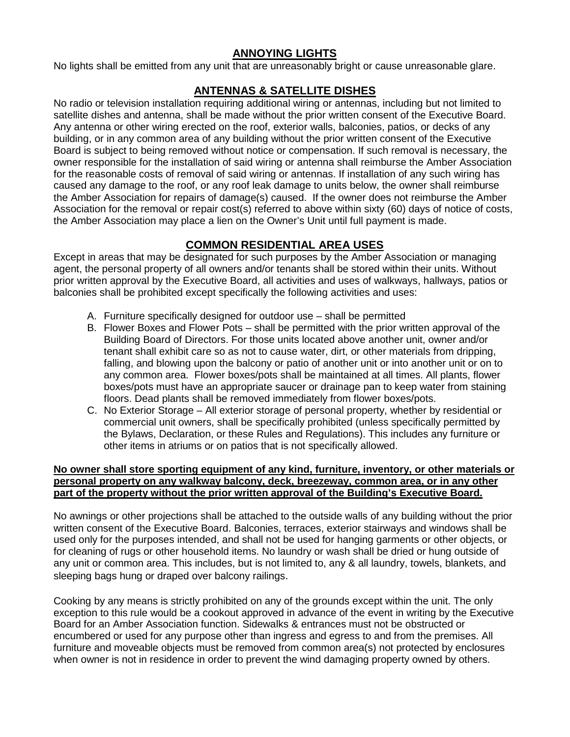## ANNOYING LIGHTS

No lights shall be emitted from any unit that are unreasonably bright or cause unreasonable glare.

## ANTENNAS & SATELLITE DISHES

No radio or television installation requiring additional wiring or antennas, including but not limited to satellite dishes and antenna, shall be made without the prior written consent of the Executive Board. Any antenna or other wiring erected on the roof, exterior walls, balconies, patios, or decks of any building, or in any common area of any building without the prior written consent of the Executive Board is subject to being removed without notice or compensation. If such removal is necessary, the owner responsible for the installation of said wiring or antenna shall reimburse the Amber Association for the reasonable costs of removal of said wiring or antennas. If installation of any such wiring has caused any damage to the roof, or any roof leak damage to units below, the owner shall reimburse the Amber Association for repairs of damage(s) caused. If the owner does not reimburse the Amber Association for the removal or repair cost(s) referred to above within sixty (60) days of notice of costs, the Amber Association may place a lien on the Owner's Unit until full payment is made.

## COMMON RESIDENTIAL AREA USES

Except in areas that may be designated for such purposes by the Amber Association or managing agent, the personal property of all owners and/or tenants shall be stored within their units. Without prior written approval by the Executive Board, all activities and uses of walkways, hallways, patios or balconies shall be prohibited except specifically the following activities and uses:

A. Furniture specifically designed for outdoor use – shall be permitted
B. Flower Boxes and Flower Pots – shall be permitted with the prior written approval of the Building Board of Directors. For those units located above another unit, owner and/or tenant shall exhibit care so as not to cause water, dirt, or other materials from dripping, falling, and blowing upon the balcony or patio of another unit or into another unit or on to any common area. Flower boxes/pots shall be maintained at all times. All plants, flower boxes/pots must have an appropriate saucer or drainage pan to keep water from staining floors. Dead plants shall be removed immediately from flower boxes/pots.
C. No Exterior Storage – All exterior storage of personal property, whether by residential or commercial unit owners, shall be specifically prohibited (unless specifically permitted by the Bylaws, Declaration, or these Rules and Regulations). This includes any furniture or other items in atriums or on patios that is not specifically allowed.

**No owner shall store sporting equipment of any kind, furniture, inventory, or other materials or personal property on any walkway balcony, deck, breezeway, common area, or in any other part of the property without the prior written approval of the Building's Executive Board.**

No awnings or other projections shall be attached to the outside walls of any building without the prior written consent of the Executive Board. Balconies, terraces, exterior stairways and windows shall be used only for the purposes intended, and shall not be used for hanging garments or other objects, or for cleaning of rugs or other household items. No laundry or wash shall be dried or hung outside of any unit or common area. This includes, but is not limited to, any & all laundry, towels, blankets, and sleeping bags hung or draped over balcony railings.

Cooking by any means is strictly prohibited on any of the grounds except within the unit. The only exception to this rule would be a cookout approved in advance of the event in writing by the Executive Board for an Amber Association function. Sidewalks & entrances must not be obstructed or encumbered or used for any purpose other than ingress and egress to and from the premises. All furniture and moveable objects must be removed from common area(s) not protected by enclosures when owner is not in residence in order to prevent the wind damaging property owned by others.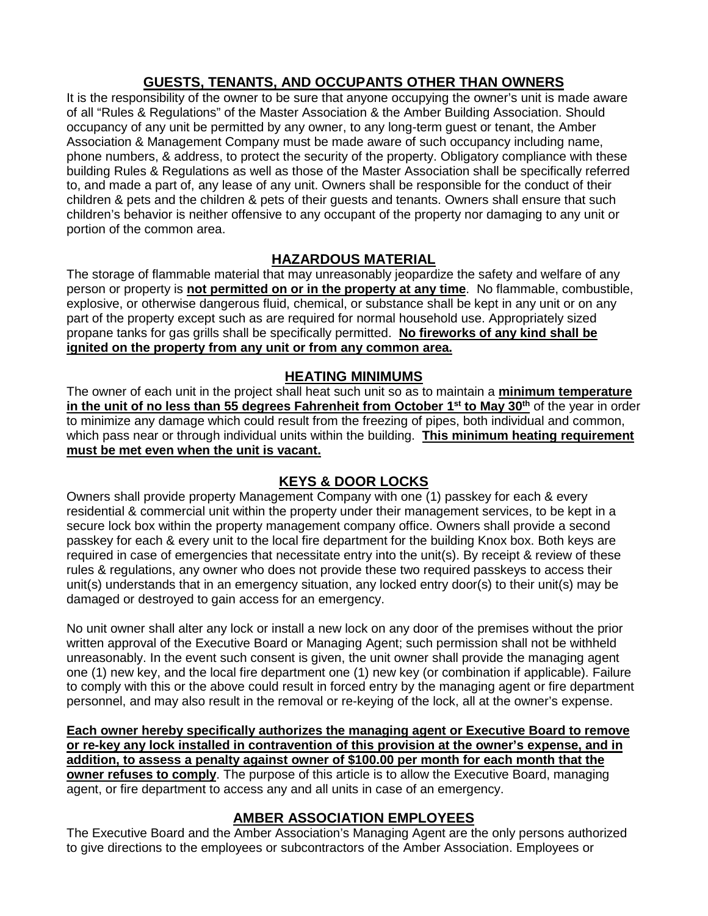## GUESTS, TENANTS, AND OCCUPANTS OTHER THAN OWNERS

It is the responsibility of the owner to be sure that anyone occupying the owner's unit is made aware of all "Rules & Regulations" of the Master Association & the Amber Building Association. Should occupancy of any unit be permitted by any owner, to any long-term guest or tenant, the Amber Association & Management Company must be made aware of such occupancy including name, phone numbers, & address, to protect the security of the property. Obligatory compliance with these building Rules & Regulations as well as those of the Master Association shall be specifically referred to, and made a part of, any lease of any unit. Owners shall be responsible for the conduct of their children & pets and the children & pets of their guests and tenants. Owners shall ensure that such children's behavior is neither offensive to any occupant of the property nor damaging to any unit or portion of the common area.

## HAZARDOUS MATERIAL

The storage of flammable material that may unreasonably jeopardize the safety and welfare of any person or property is **not permitted on or in the property at any time**. No flammable, combustible, explosive, or otherwise dangerous fluid, chemical, or substance shall be kept in any unit or on any part of the property except such as are required for normal household use. Appropriately sized propane tanks for gas grills shall be specifically permitted. **No fireworks of any kind shall be ignited on the property from any unit or from any common area.**

## HEATING MINIMUMS

The owner of each unit in the project shall heat such unit so as to maintain a **minimum temperature in the unit of no less than 55 degrees Fahrenheit from October 1st to May 30th** of the year in order to minimize any damage which could result from the freezing of pipes, both individual and common, which pass near or through individual units within the building. **This minimum heating requirement must be met even when the unit is vacant.**

## KEYS & DOOR LOCKS

Owners shall provide property Management Company with one (1) passkey for each & every residential & commercial unit within the property under their management services, to be kept in a secure lock box within the property management company office. Owners shall provide a second passkey for each & every unit to the local fire department for the building Knox box. Both keys are required in case of emergencies that necessitate entry into the unit(s). By receipt & review of these rules & regulations, any owner who does not provide these two required passkeys to access their unit(s) understands that in an emergency situation, any locked entry door(s) to their unit(s) may be damaged or destroyed to gain access for an emergency.

No unit owner shall alter any lock or install a new lock on any door of the premises without the prior written approval of the Executive Board or Managing Agent; such permission shall not be withheld unreasonably. In the event such consent is given, the unit owner shall provide the managing agent one (1) new key, and the local fire department one (1) new key (or combination if applicable). Failure to comply with this or the above could result in forced entry by the managing agent or fire department personnel, and may also result in the removal or re-keying of the lock, all at the owner's expense.

**Each owner hereby specifically authorizes the managing agent or Executive Board to remove or re-key any lock installed in contravention of this provision at the owner's expense, and in addition, to assess a penalty against owner of $100.00 per month for each month that the owner refuses to comply**. The purpose of this article is to allow the Executive Board, managing agent, or fire department to access any and all units in case of an emergency.

## AMBER ASSOCIATION EMPLOYEES

The Executive Board and the Amber Association's Managing Agent are the only persons authorized to give directions to the employees or subcontractors of the Amber Association. Employees or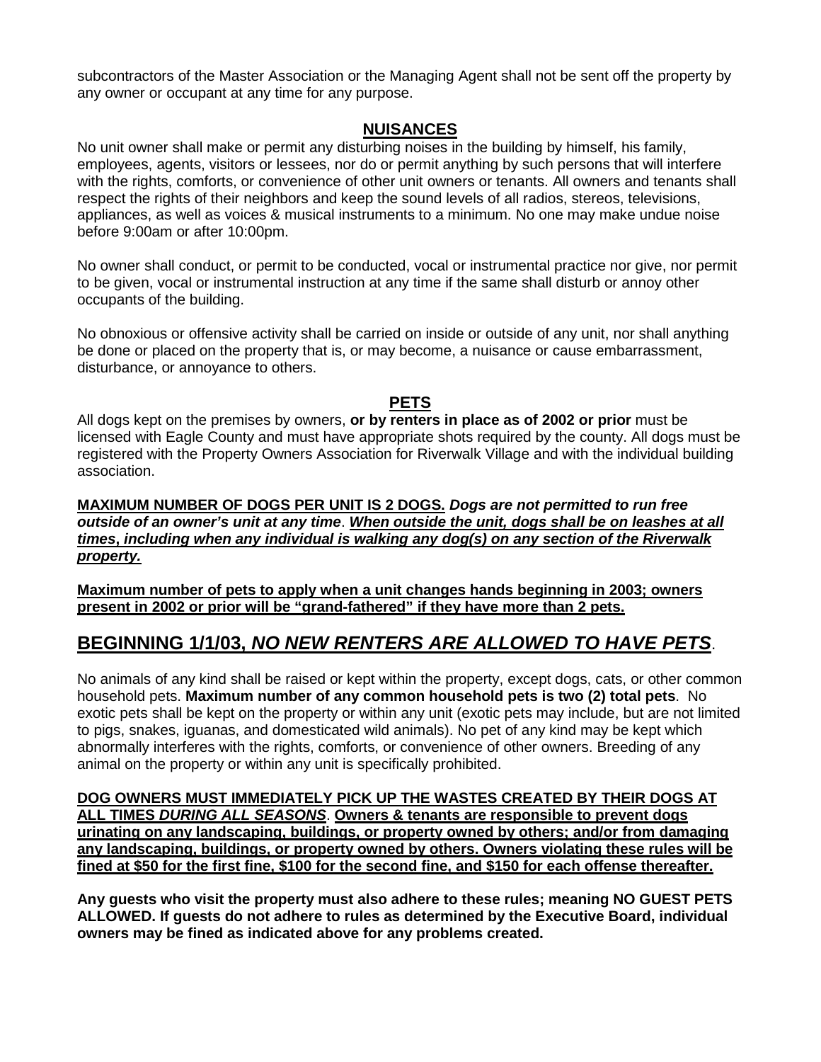subcontractors of the Master Association or the Managing Agent shall not be sent off the property by any owner or occupant at any time for any purpose.

## NUISANCES

No unit owner shall make or permit any disturbing noises in the building by himself, his family, employees, agents, visitors or lessees, nor do or permit anything by such persons that will interfere with the rights, comforts, or convenience of other unit owners or tenants. All owners and tenants shall respect the rights of their neighbors and keep the sound levels of all radios, stereos, televisions, appliances, as well as voices & musical instruments to a minimum. No one may make undue noise before 9:00am or after 10:00pm.

No owner shall conduct, or permit to be conducted, vocal or instrumental practice nor give, nor permit to be given, vocal or instrumental instruction at any time if the same shall disturb or annoy other occupants of the building.

No obnoxious or offensive activity shall be carried on inside or outside of any unit, nor shall anything be done or placed on the property that is, or may become, a nuisance or cause embarrassment, disturbance, or annoyance to others.

## PETS

All dogs kept on the premises by owners, **or by renters in place as of 2002 or prior** must be licensed with Eagle County and must have appropriate shots required by the county. All dogs must be registered with the Property Owners Association for Riverwalk Village and with the individual building association.

**MAXIMUM NUMBER OF DOGS PER UNIT IS 2 DOGS.** ***Dogs are not permitted to run free outside of an owner's unit at any time***. ***When outside the unit, dogs shall be on leashes at all times, including when any individual is walking any dog(s) on any section of the Riverwalk property.***

**Maximum number of pets to apply when a unit changes hands beginning in 2003; owners present in 2002 or prior will be "grand-fathered" if they have more than 2 pets.**

## BEGINNING 1/1/03, *NO NEW RENTERS ARE ALLOWED TO HAVE PETS*.

No animals of any kind shall be raised or kept within the property, except dogs, cats, or other common household pets. **Maximum number of any common household pets is two (2) total pets**. No exotic pets shall be kept on the property or within any unit (exotic pets may include, but are not limited to pigs, snakes, iguanas, and domesticated wild animals). No pet of any kind may be kept which abnormally interferes with the rights, comforts, or convenience of other owners. Breeding of any animal on the property or within any unit is specifically prohibited.

**DOG OWNERS MUST IMMEDIATELY PICK UP THE WASTES CREATED BY THEIR DOGS AT ALL TIMES *DURING ALL SEASONS*. Owners & tenants are responsible to prevent dogs urinating on any landscaping, buildings, or property owned by others; and/or from damaging any landscaping, buildings, or property owned by others. Owners violating these rules will be fined at $50 for the first fine, $100 for the second fine, and $150 for each offense thereafter.**

**Any guests who visit the property must also adhere to these rules; meaning NO GUEST PETS ALLOWED. If guests do not adhere to rules as determined by the Executive Board, individual owners may be fined as indicated above for any problems created.**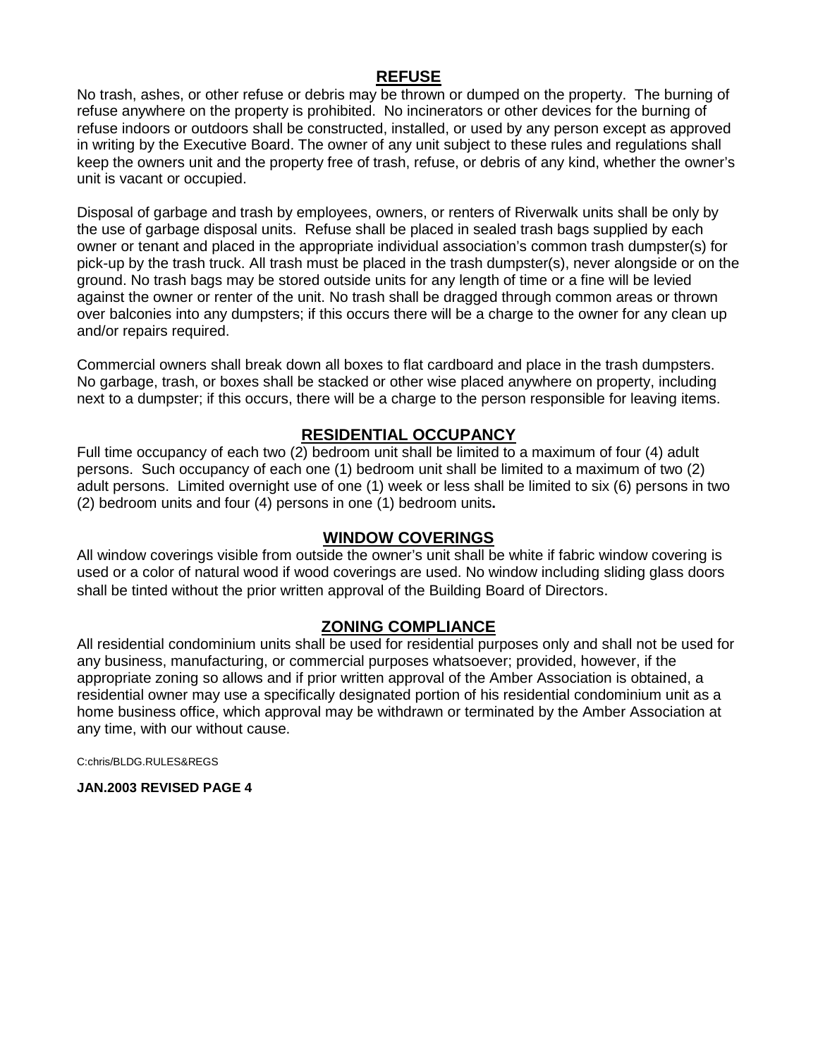## REFUSE

No trash, ashes, or other refuse or debris may be thrown or dumped on the property. The burning of refuse anywhere on the property is prohibited. No incinerators or other devices for the burning of refuse indoors or outdoors shall be constructed, installed, or used by any person except as approved in writing by the Executive Board. The owner of any unit subject to these rules and regulations shall keep the owners unit and the property free of trash, refuse, or debris of any kind, whether the owner's unit is vacant or occupied.

Disposal of garbage and trash by employees, owners, or renters of Riverwalk units shall be only by the use of garbage disposal units. Refuse shall be placed in sealed trash bags supplied by each owner or tenant and placed in the appropriate individual association's common trash dumpster(s) for pick-up by the trash truck. All trash must be placed in the trash dumpster(s), never alongside or on the ground. No trash bags may be stored outside units for any length of time or a fine will be levied against the owner or renter of the unit. No trash shall be dragged through common areas or thrown over balconies into any dumpsters; if this occurs there will be a charge to the owner for any clean up and/or repairs required.

Commercial owners shall break down all boxes to flat cardboard and place in the trash dumpsters. No garbage, trash, or boxes shall be stacked or other wise placed anywhere on property, including next to a dumpster; if this occurs, there will be a charge to the person responsible for leaving items.

## RESIDENTIAL OCCUPANCY

Full time occupancy of each two (2) bedroom unit shall be limited to a maximum of four (4) adult persons. Such occupancy of each one (1) bedroom unit shall be limited to a maximum of two (2) adult persons. Limited overnight use of one (1) week or less shall be limited to six (6) persons in two (2) bedroom units and four (4) persons in one (1) bedroom units**.**

## WINDOW COVERINGS

All window coverings visible from outside the owner's unit shall be white if fabric window covering is used or a color of natural wood if wood coverings are used. No window including sliding glass doors shall be tinted without the prior written approval of the Building Board of Directors.

## ZONING COMPLIANCE

All residential condominium units shall be used for residential purposes only and shall not be used for any business, manufacturing, or commercial purposes whatsoever; provided, however, if the appropriate zoning so allows and if prior written approval of the Amber Association is obtained, a residential owner may use a specifically designated portion of his residential condominium unit as a home business office, which approval may be withdrawn or terminated by the Amber Association at any time, with our without cause.

C:chris/BLDG.RULES&REGS

**JAN.2003 REVISED PAGE 4**